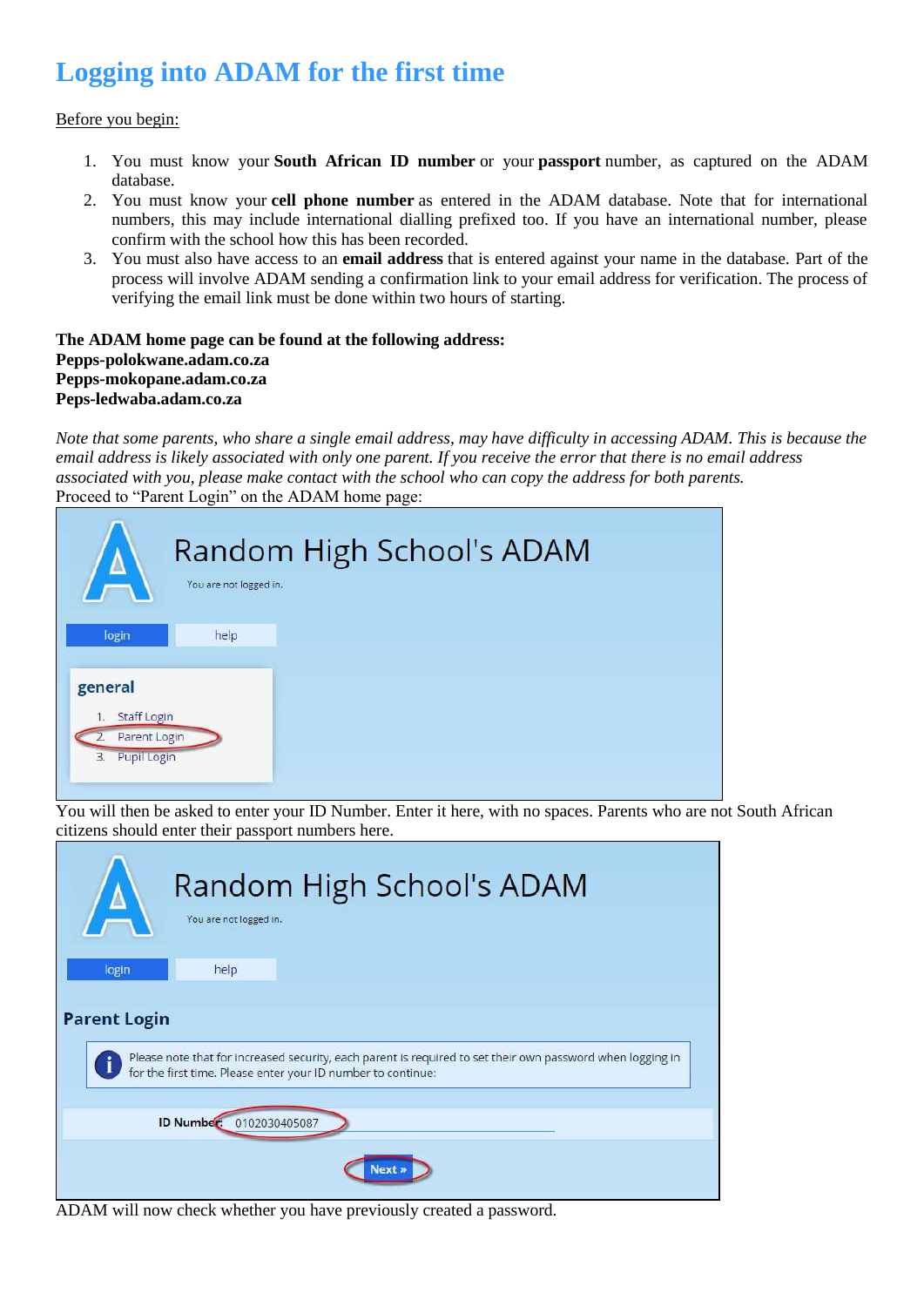# Logging into ADAM for the first time

Before you begin:

1. You must know your **South African ID number** or your **passport** number, as captured on the ADAM database.
2. You must know your **cell phone number** as entered in the ADAM database. Note that for international numbers, this may include international dialling prefixed too. If you have an international number, please confirm with the school how this has been recorded.
3. You must also have access to an **email address** that is entered against your name in the database. Part of the process will involve ADAM sending a confirmation link to your email address for verification. The process of verifying the email link must be done within two hours of starting.

**The ADAM home page can be found at the following address:**
**Pepps-polokwane.adam.co.za**
**Pepps-mokopane.adam.co.za**
**Peps-ledwaba.adam.co.za**

*Note that some parents, who share a single email address, may have difficulty in accessing ADAM. This is because the email address is likely associated with only one parent. If you receive the error that there is no email address associated with you, please make contact with the school who can copy the address for both parents.*

Proceed to "Parent Login" on the ADAM home page:

You will then be asked to enter your ID Number. Enter it here, with no spaces. Parents who are not South African citizens should enter their passport numbers here.

ADAM will now check whether you have previously created a password.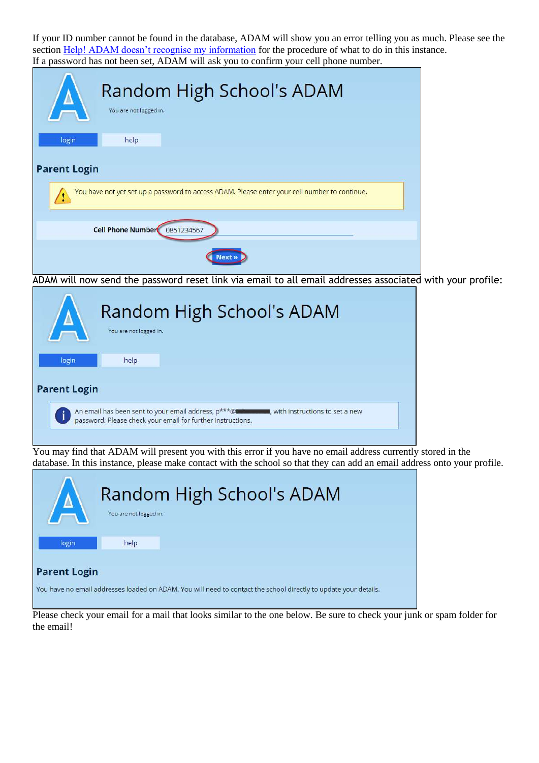If your ID number cannot be found in the database, ADAM will show you an error telling you as much. Please see the section Help! ADAM doesn't recognise my information for the procedure of what to do in this instance.
If a password has not been set, ADAM will ask you to confirm your cell phone number.

Random High School's ADAM

You are not logged in.

login help

**Parent Login**

You have not yet set up a password to access ADAM. Please enter your cell number to continue.

Cell Phone Number 0851234567

Next »

ADAM will now send the password reset link via email to all email addresses associated with your profile:

Random High School's ADAM

You are not logged in.

login help

**Parent Login**

An email has been sent to your email address, p***@, with instructions to set a new password. Please check your email for further instructions.

You may find that ADAM will present you with this error if you have no email address currently stored in the database. In this instance, please make contact with the school so that they can add an email address onto your profile.

Random High School's ADAM

You are not logged in.

login help

**Parent Login**

You have no email addresses loaded on ADAM. You will need to contact the school directly to update your details.

Please check your email for a mail that looks similar to the one below. Be sure to check your junk or spam folder for the email!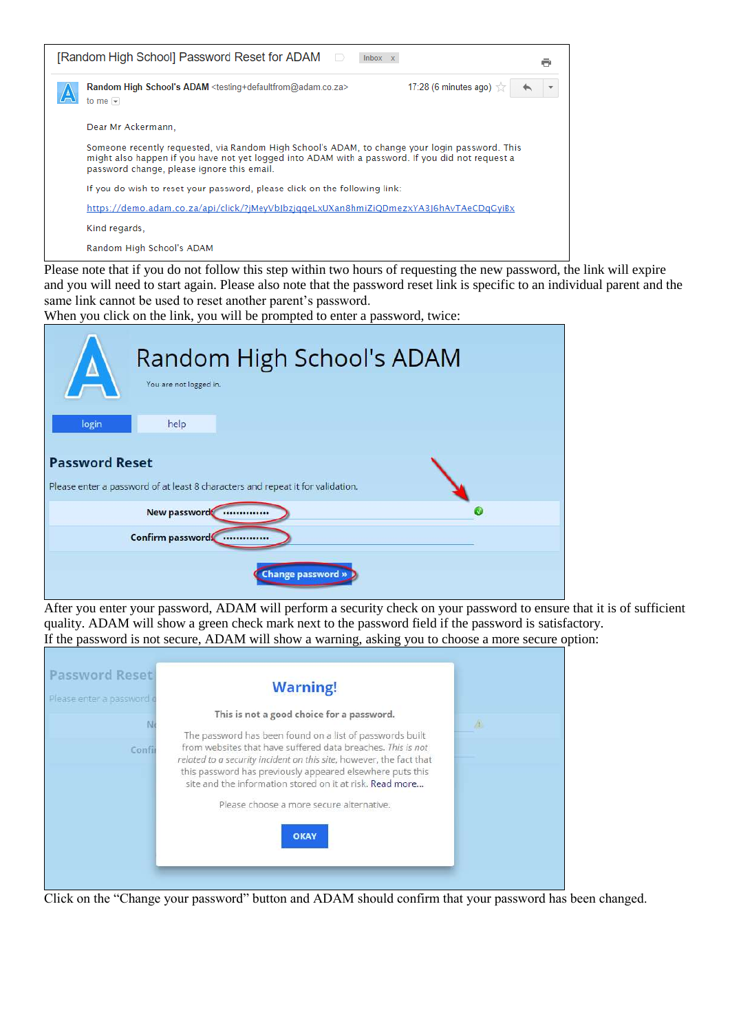[Random High School] Password Reset for ADAM

Random High School's ADAM <testing+defaultfrom@adam.co.za>
to me

17:28 (6 minutes ago)

Dear Mr Ackermann,

Someone recently requested, via Random High School's ADAM, to change your login password. This might also happen if you have not yet logged into ADAM with a password. If you did not request a password change, please ignore this email.

If you do wish to reset your password, please click on the following link:

https://demo.adam.co.za/api/click/?jMeyVbJbzjqqeLxUXan8hmiZiQDmezxYA3J6hAvTAeCDqGyiBx

Kind regards,

Random High School's ADAM

Please note that if you do not follow this step within two hours of requesting the new password, the link will expire and you will need to start again. Please also note that the password reset link is specific to an individual parent and the same link cannot be used to reset another parent's password.

When you click on the link, you will be prompted to enter a password, twice:

Random High School's ADAM

You are not logged in.

login | help

**Password Reset**

Please enter a password of at least 8 characters and repeat it for validation.

New password: ••••••••••••••

Confirm password: ••••••••••••••

Change password »

After you enter your password, ADAM will perform a security check on your password to ensure that it is of sufficient quality. ADAM will show a green check mark next to the password field if the password is satisfactory.

If the password is not secure, ADAM will show a warning, asking you to choose a more secure option:

**Warning!**

This is not a good choice for a password.

The password has been found on a list of passwords built from websites that have suffered data breaches. *This is not related to a security incident on this site*, however, the fact that this password has previously appeared elsewhere puts this site and the information stored on it at risk. Read more...

Please choose a more secure alternative.

OKAY

Click on the "Change your password" button and ADAM should confirm that your password has been changed.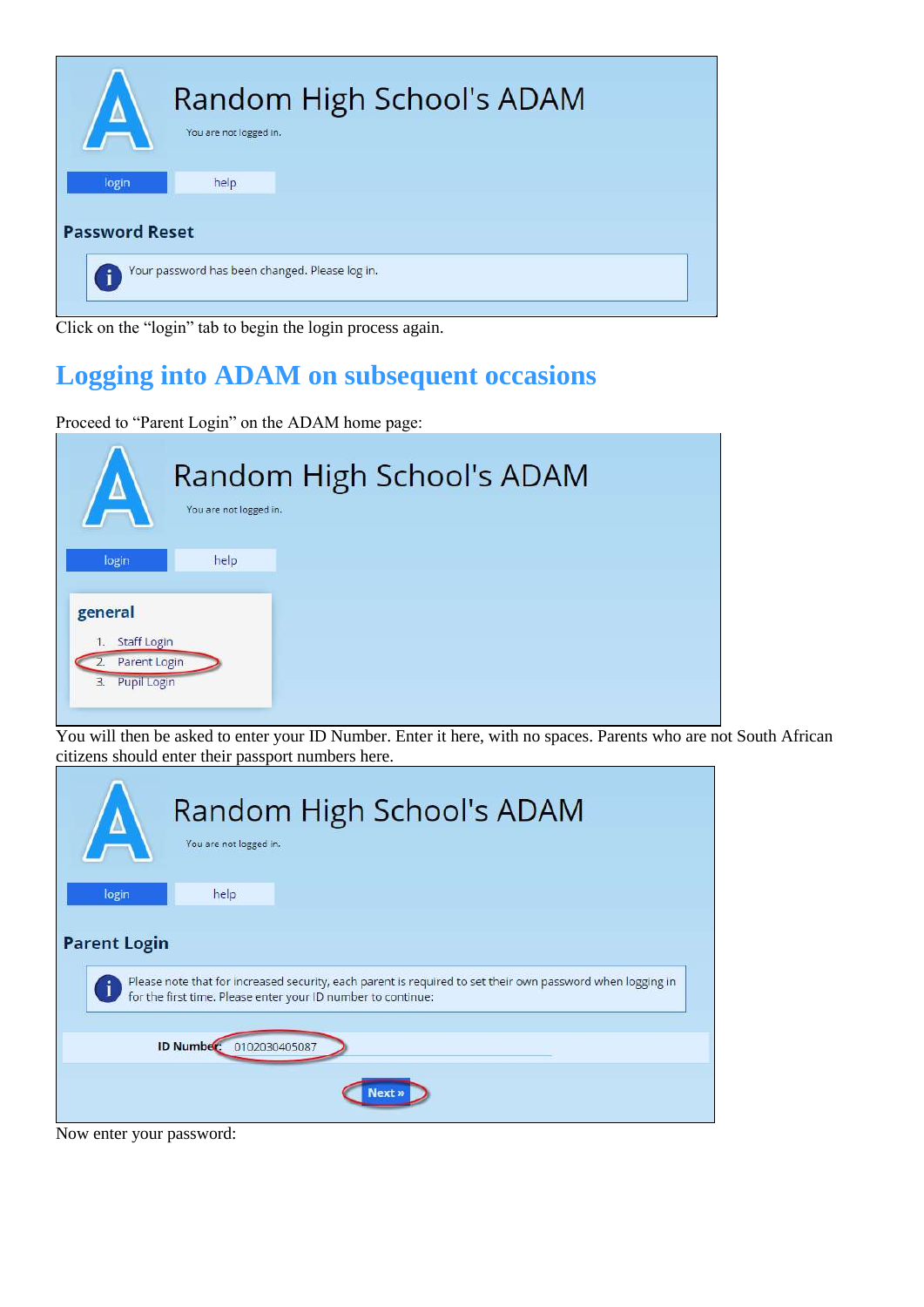Random High School's ADAM

You are not logged in.

login | help

**Password Reset**

Your password has been changed. Please log in.

Click on the "login" tab to begin the login process again.

## Logging into ADAM on subsequent occasions

Proceed to "Parent Login" on the ADAM home page:

Random High School's ADAM

You are not logged in.

login | help

**general**

1. Staff Login
2. Parent Login
3. Pupil Login

You will then be asked to enter your ID Number. Enter it here, with no spaces. Parents who are not South African citizens should enter their passport numbers here.

Random High School's ADAM

You are not logged in.

login | help

**Parent Login**

Please note that for increased security, each parent is required to set their own password when logging in for the first time. Please enter your ID number to continue:

**ID Number:** 0102030405087

**Next »**

Now enter your password: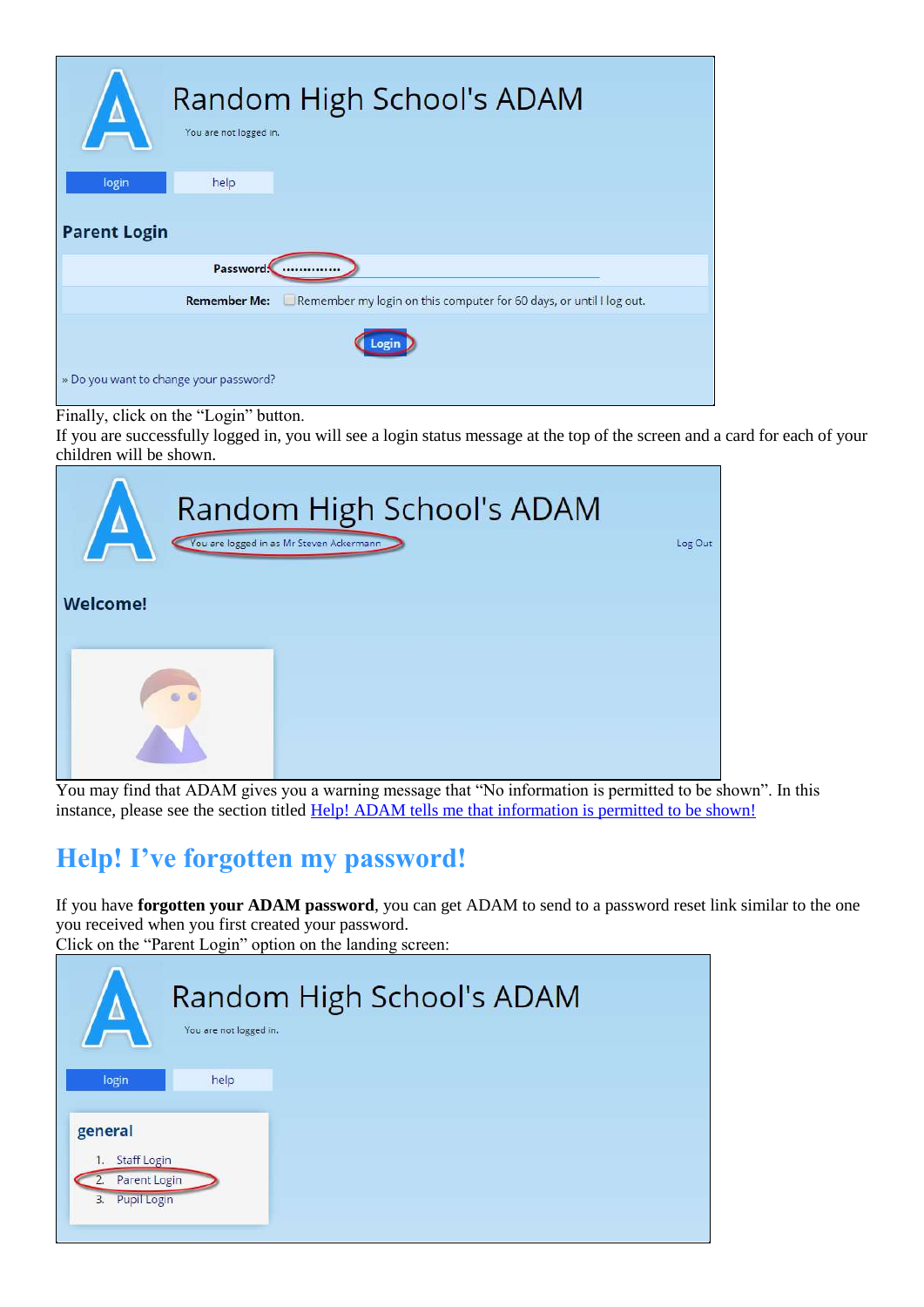Finally, click on the "Login" button.

If you are successfully logged in, you will see a login status message at the top of the screen and a card for each of your children will be shown.

You may find that ADAM gives you a warning message that "No information is permitted to be shown". In this instance, please see the section titled Help! ADAM tells me that information is permitted to be shown!

## Help! I've forgotten my password!

If you have **forgotten your ADAM password**, you can get ADAM to send to a password reset link similar to the one you received when you first created your password.

Click on the "Parent Login" option on the landing screen: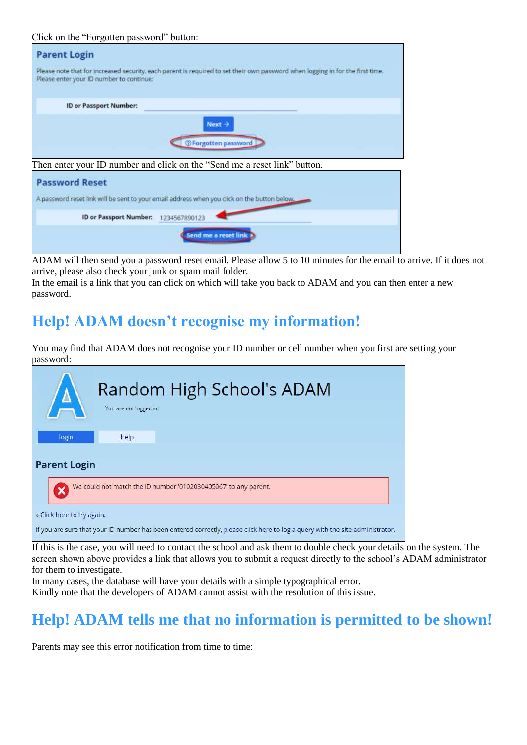Click on the "Forgotten password" button:

Then enter your ID number and click on the "Send me a reset link" button.

ADAM will then send you a password reset email. Please allow 5 to 10 minutes for the email to arrive. If it does not arrive, please also check your junk or spam mail folder.
In the email is a link that you can click on which will take you back to ADAM and you can then enter a new password.

## Help! ADAM doesn't recognise my information!

You may find that ADAM does not recognise your ID number or cell number when you first are setting your password:

If this is the case, you will need to contact the school and ask them to double check your details on the system. The screen shown above provides a link that allows you to submit a request directly to the school's ADAM administrator for them to investigate.
In many cases, the database will have your details with a simple typographical error.
Kindly note that the developers of ADAM cannot assist with the resolution of this issue.

## Help! ADAM tells me that no information is permitted to be shown!

Parents may see this error notification from time to time: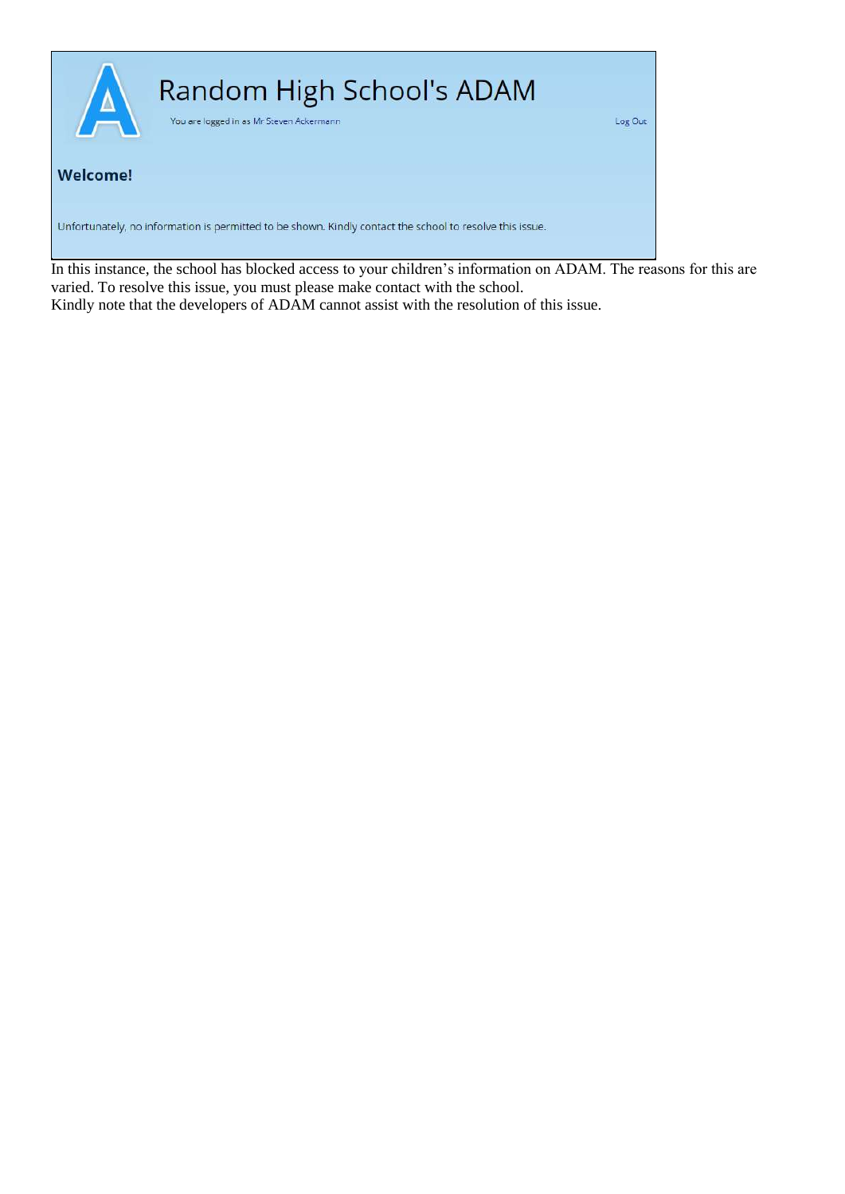Random High School's ADAM

You are logged in as Mr Steven Ackermann

Log Out

**Welcome!**

Unfortunately, no information is permitted to be shown. Kindly contact the school to resolve this issue.

In this instance, the school has blocked access to your children's information on ADAM. The reasons for this are varied. To resolve this issue, you must please make contact with the school.

Kindly note that the developers of ADAM cannot assist with the resolution of this issue.